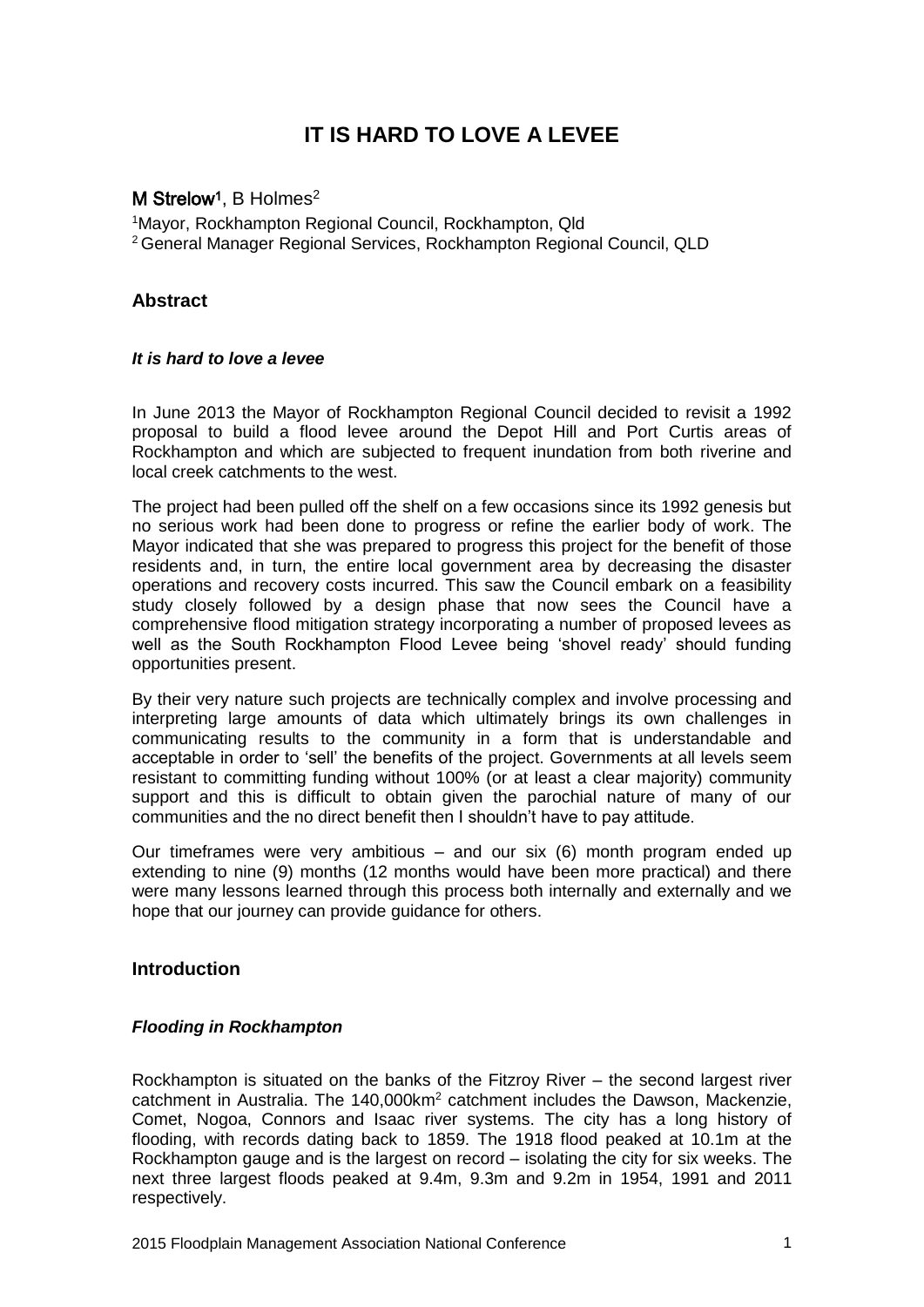# IT IS HARD TO LOVE A LEVEE

**M Strelow**[1], B Holmes[2]

[1]Mayor, Rockhampton Regional Council, Rockhampton, Qld
[2] General Manager Regional Services, Rockhampton Regional Council, QLD

## Abstract

### *It is hard to love a levee*

In June 2013 the Mayor of Rockhampton Regional Council decided to revisit a 1992 proposal to build a flood levee around the Depot Hill and Port Curtis areas of Rockhampton and which are subjected to frequent inundation from both riverine and local creek catchments to the west.

The project had been pulled off the shelf on a few occasions since its 1992 genesis but no serious work had been done to progress or refine the earlier body of work. The Mayor indicated that she was prepared to progress this project for the benefit of those residents and, in turn, the entire local government area by decreasing the disaster operations and recovery costs incurred. This saw the Council embark on a feasibility study closely followed by a design phase that now sees the Council have a comprehensive flood mitigation strategy incorporating a number of proposed levees as well as the South Rockhampton Flood Levee being 'shovel ready' should funding opportunities present.

By their very nature such projects are technically complex and involve processing and interpreting large amounts of data which ultimately brings its own challenges in communicating results to the community in a form that is understandable and acceptable in order to 'sell' the benefits of the project. Governments at all levels seem resistant to committing funding without 100% (or at least a clear majority) community support and this is difficult to obtain given the parochial nature of many of our communities and the no direct benefit then I shouldn't have to pay attitude.

Our timeframes were very ambitious – and our six (6) month program ended up extending to nine (9) months (12 months would have been more practical) and there were many lessons learned through this process both internally and externally and we hope that our journey can provide guidance for others.

## Introduction

### *Flooding in Rockhampton*

Rockhampton is situated on the banks of the Fitzroy River – the second largest river catchment in Australia. The 140,000km$^2$ catchment includes the Dawson, Mackenzie, Comet, Nogoa, Connors and Isaac river systems. The city has a long history of flooding, with records dating back to 1859. The 1918 flood peaked at 10.1m at the Rockhampton gauge and is the largest on record – isolating the city for six weeks. The next three largest floods peaked at 9.4m, 9.3m and 9.2m in 1954, 1991 and 2011 respectively.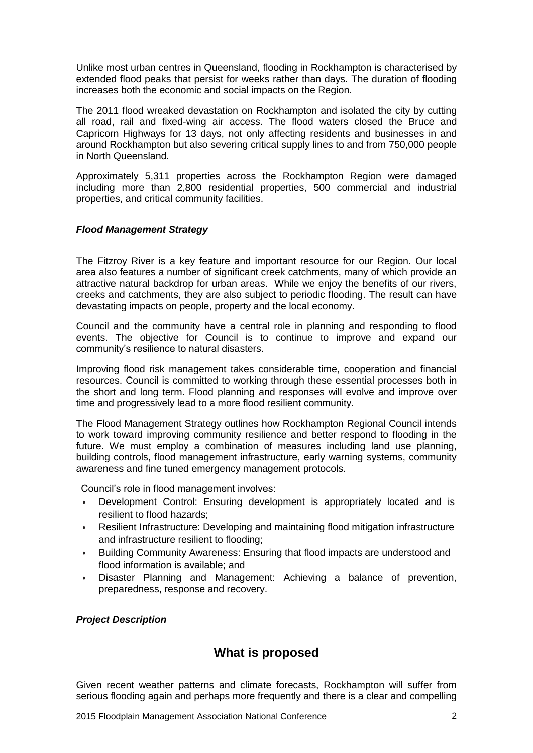Unlike most urban centres in Queensland, flooding in Rockhampton is characterised by extended flood peaks that persist for weeks rather than days. The duration of flooding increases both the economic and social impacts on the Region.

The 2011 flood wreaked devastation on Rockhampton and isolated the city by cutting all road, rail and fixed-wing air access. The flood waters closed the Bruce and Capricorn Highways for 13 days, not only affecting residents and businesses in and around Rockhampton but also severing critical supply lines to and from 750,000 people in North Queensland.

Approximately 5,311 properties across the Rockhampton Region were damaged including more than 2,800 residential properties, 500 commercial and industrial properties, and critical community facilities.

### *Flood Management Strategy*

The Fitzroy River is a key feature and important resource for our Region. Our local area also features a number of significant creek catchments, many of which provide an attractive natural backdrop for urban areas. While we enjoy the benefits of our rivers, creeks and catchments, they are also subject to periodic flooding. The result can have devastating impacts on people, property and the local economy.

Council and the community have a central role in planning and responding to flood events. The objective for Council is to continue to improve and expand our community's resilience to natural disasters.

Improving flood risk management takes considerable time, cooperation and financial resources. Council is committed to working through these essential processes both in the short and long term. Flood planning and responses will evolve and improve over time and progressively lead to a more flood resilient community.

The Flood Management Strategy outlines how Rockhampton Regional Council intends to work toward improving community resilience and better respond to flooding in the future. We must employ a combination of measures including land use planning, building controls, flood management infrastructure, early warning systems, community awareness and fine tuned emergency management protocols.

Council's role in flood management involves:

- Development Control: Ensuring development is appropriately located and is resilient to flood hazards;
- Resilient Infrastructure: Developing and maintaining flood mitigation infrastructure and infrastructure resilient to flooding;
- Building Community Awareness: Ensuring that flood impacts are understood and flood information is available; and
- Disaster Planning and Management: Achieving a balance of prevention, preparedness, response and recovery.

### *Project Description*

## What is proposed

Given recent weather patterns and climate forecasts, Rockhampton will suffer from serious flooding again and perhaps more frequently and there is a clear and compelling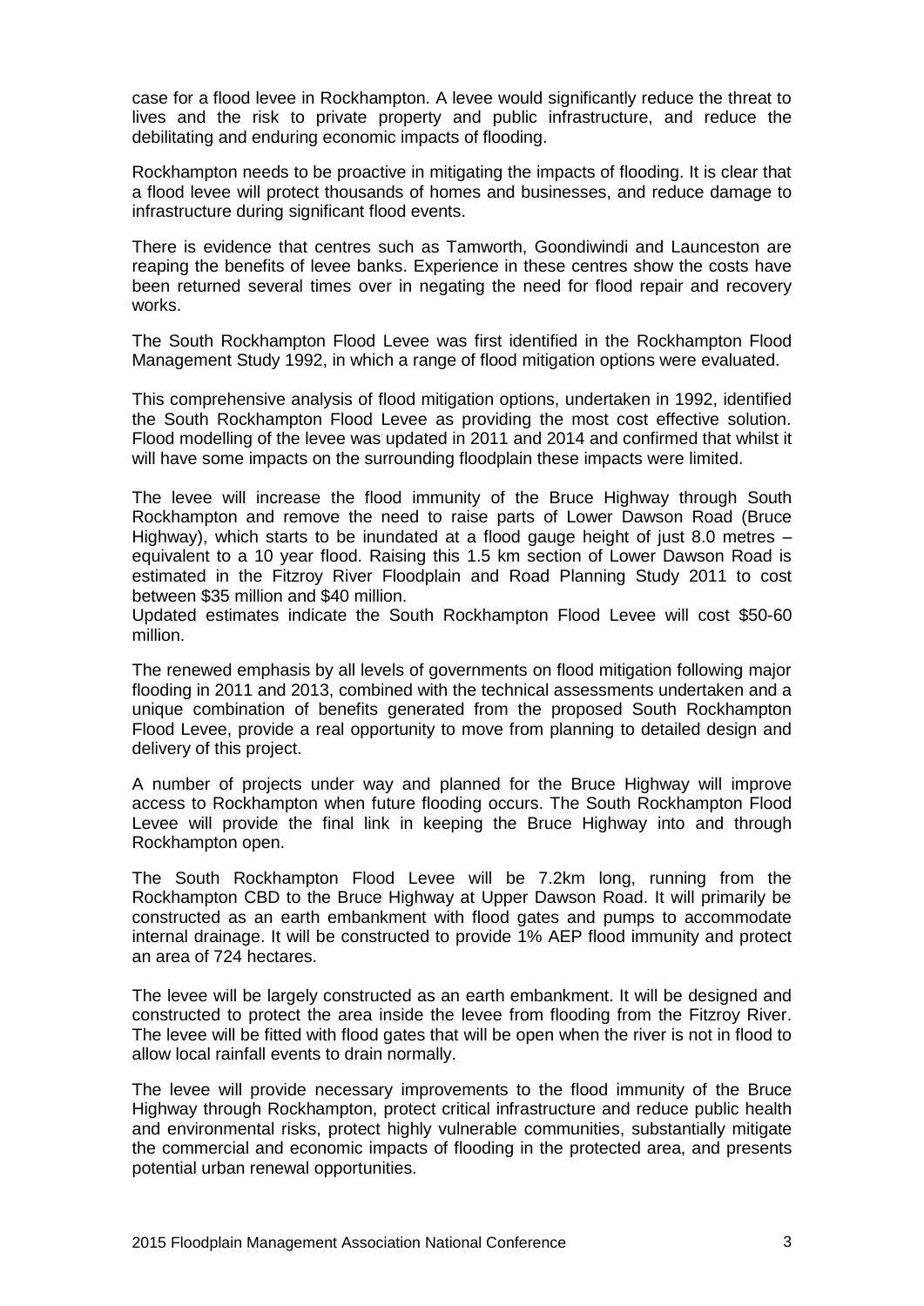case for a flood levee in Rockhampton. A levee would significantly reduce the threat to lives and the risk to private property and public infrastructure, and reduce the debilitating and enduring economic impacts of flooding.

Rockhampton needs to be proactive in mitigating the impacts of flooding. It is clear that a flood levee will protect thousands of homes and businesses, and reduce damage to infrastructure during significant flood events.

There is evidence that centres such as Tamworth, Goondiwindi and Launceston are reaping the benefits of levee banks. Experience in these centres show the costs have been returned several times over in negating the need for flood repair and recovery works.

The South Rockhampton Flood Levee was first identified in the Rockhampton Flood Management Study 1992, in which a range of flood mitigation options were evaluated.

This comprehensive analysis of flood mitigation options, undertaken in 1992, identified the South Rockhampton Flood Levee as providing the most cost effective solution. Flood modelling of the levee was updated in 2011 and 2014 and confirmed that whilst it will have some impacts on the surrounding floodplain these impacts were limited.

The levee will increase the flood immunity of the Bruce Highway through South Rockhampton and remove the need to raise parts of Lower Dawson Road (Bruce Highway), which starts to be inundated at a flood gauge height of just 8.0 metres – equivalent to a 10 year flood. Raising this 1.5 km section of Lower Dawson Road is estimated in the Fitzroy River Floodplain and Road Planning Study 2011 to cost between $35 million and $40 million.

Updated estimates indicate the South Rockhampton Flood Levee will cost $50-60 million.

The renewed emphasis by all levels of governments on flood mitigation following major flooding in 2011 and 2013, combined with the technical assessments undertaken and a unique combination of benefits generated from the proposed South Rockhampton Flood Levee, provide a real opportunity to move from planning to detailed design and delivery of this project.

A number of projects under way and planned for the Bruce Highway will improve access to Rockhampton when future flooding occurs. The South Rockhampton Flood Levee will provide the final link in keeping the Bruce Highway into and through Rockhampton open.

The South Rockhampton Flood Levee will be 7.2km long, running from the Rockhampton CBD to the Bruce Highway at Upper Dawson Road. It will primarily be constructed as an earth embankment with flood gates and pumps to accommodate internal drainage. It will be constructed to provide 1% AEP flood immunity and protect an area of 724 hectares.

The levee will be largely constructed as an earth embankment. It will be designed and constructed to protect the area inside the levee from flooding from the Fitzroy River. The levee will be fitted with flood gates that will be open when the river is not in flood to allow local rainfall events to drain normally.

The levee will provide necessary improvements to the flood immunity of the Bruce Highway through Rockhampton, protect critical infrastructure and reduce public health and environmental risks, protect highly vulnerable communities, substantially mitigate the commercial and economic impacts of flooding in the protected area, and presents potential urban renewal opportunities.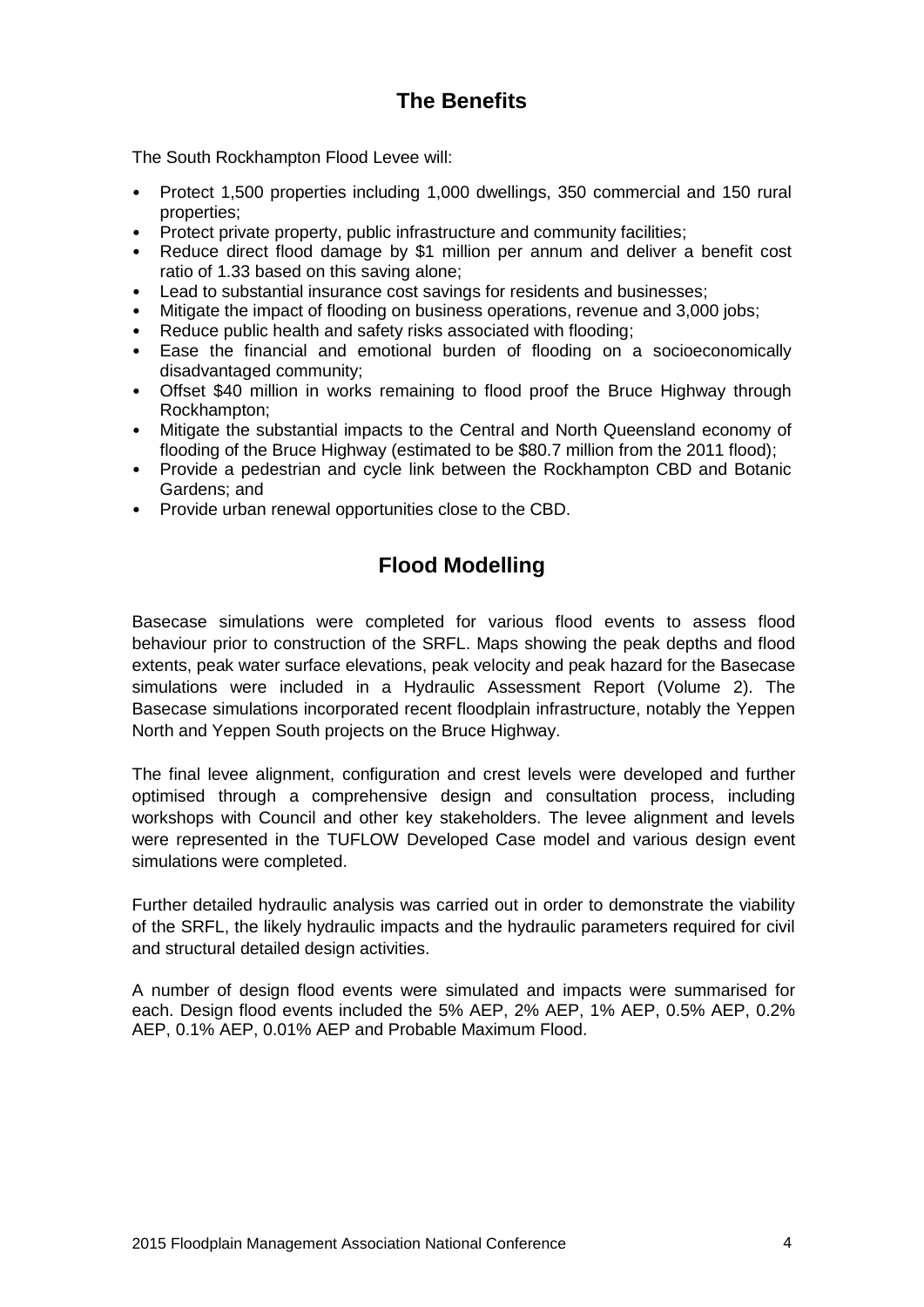## The Benefits

The South Rockhampton Flood Levee will:

- Protect 1,500 properties including 1,000 dwellings, 350 commercial and 150 rural properties;
- Protect private property, public infrastructure and community facilities;
- Reduce direct flood damage by $1 million per annum and deliver a benefit cost ratio of 1.33 based on this saving alone;
- Lead to substantial insurance cost savings for residents and businesses;
- Mitigate the impact of flooding on business operations, revenue and 3,000 jobs;
- Reduce public health and safety risks associated with flooding;
- Ease the financial and emotional burden of flooding on a socioeconomically disadvantaged community;
- Offset $40 million in works remaining to flood proof the Bruce Highway through Rockhampton;
- Mitigate the substantial impacts to the Central and North Queensland economy of flooding of the Bruce Highway (estimated to be $80.7 million from the 2011 flood);
- Provide a pedestrian and cycle link between the Rockhampton CBD and Botanic Gardens; and
- Provide urban renewal opportunities close to the CBD.

## Flood Modelling

Basecase simulations were completed for various flood events to assess flood behaviour prior to construction of the SRFL. Maps showing the peak depths and flood extents, peak water surface elevations, peak velocity and peak hazard for the Basecase simulations were included in a Hydraulic Assessment Report (Volume 2). The Basecase simulations incorporated recent floodplain infrastructure, notably the Yeppen North and Yeppen South projects on the Bruce Highway.

The final levee alignment, configuration and crest levels were developed and further optimised through a comprehensive design and consultation process, including workshops with Council and other key stakeholders. The levee alignment and levels were represented in the TUFLOW Developed Case model and various design event simulations were completed.

Further detailed hydraulic analysis was carried out in order to demonstrate the viability of the SRFL, the likely hydraulic impacts and the hydraulic parameters required for civil and structural detailed design activities.

A number of design flood events were simulated and impacts were summarised for each. Design flood events included the 5% AEP, 2% AEP, 1% AEP, 0.5% AEP, 0.2% AEP, 0.1% AEP, 0.01% AEP and Probable Maximum Flood.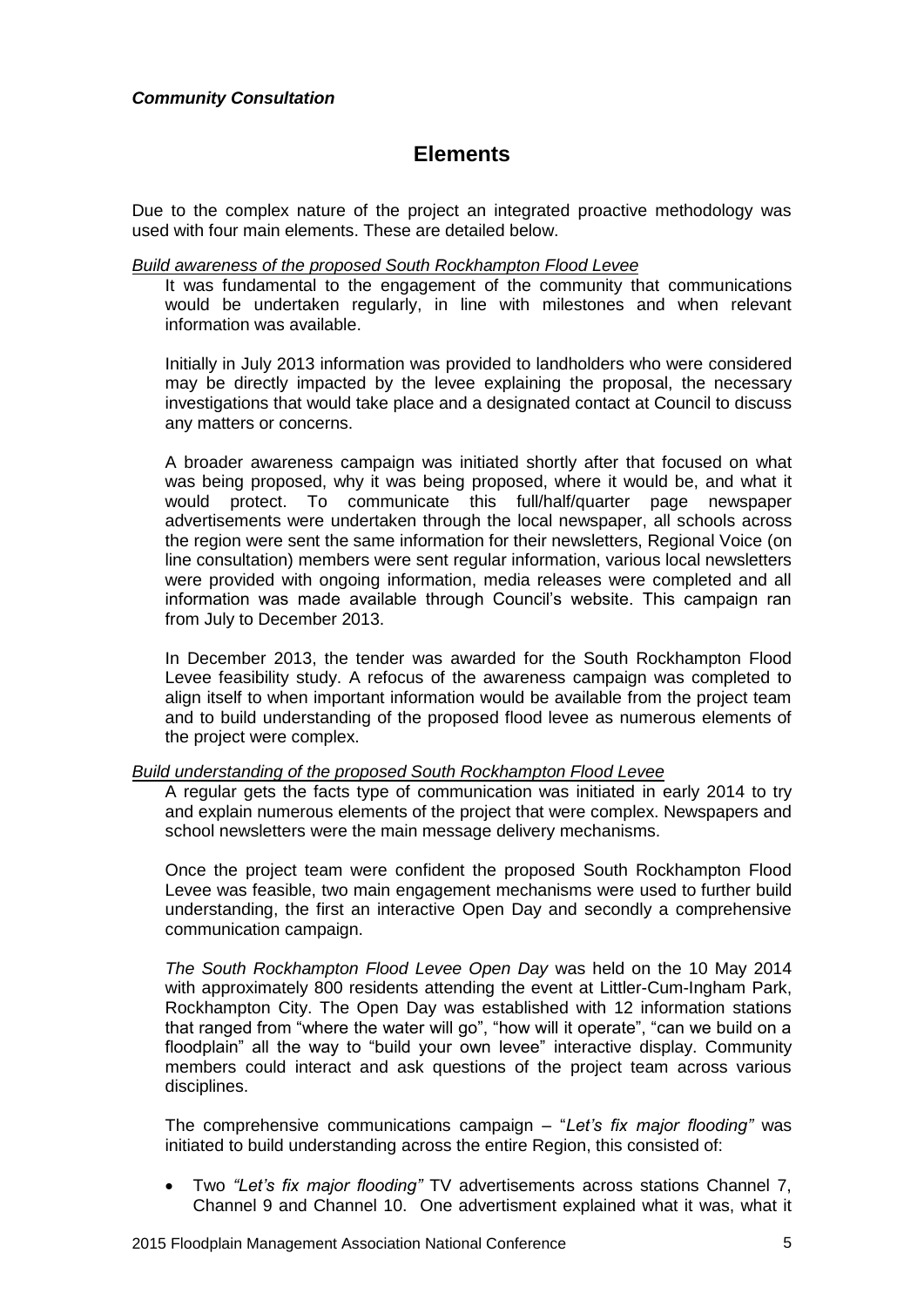***Community Consultation***

## Elements

Due to the complex nature of the project an integrated proactive methodology was used with four main elements. These are detailed below.

*Build awareness of the proposed South Rockhampton Flood Levee*

It was fundamental to the engagement of the community that communications would be undertaken regularly, in line with milestones and when relevant information was available.

Initially in July 2013 information was provided to landholders who were considered may be directly impacted by the levee explaining the proposal, the necessary investigations that would take place and a designated contact at Council to discuss any matters or concerns.

A broader awareness campaign was initiated shortly after that focused on what was being proposed, why it was being proposed, where it would be, and what it would protect. To communicate this full/half/quarter page newspaper advertisements were undertaken through the local newspaper, all schools across the region were sent the same information for their newsletters, Regional Voice (on line consultation) members were sent regular information, various local newsletters were provided with ongoing information, media releases were completed and all information was made available through Council's website. This campaign ran from July to December 2013.

In December 2013, the tender was awarded for the South Rockhampton Flood Levee feasibility study. A refocus of the awareness campaign was completed to align itself to when important information would be available from the project team and to build understanding of the proposed flood levee as numerous elements of the project were complex.

*Build understanding of the proposed South Rockhampton Flood Levee*

A regular gets the facts type of communication was initiated in early 2014 to try and explain numerous elements of the project that were complex. Newspapers and school newsletters were the main message delivery mechanisms.

Once the project team were confident the proposed South Rockhampton Flood Levee was feasible, two main engagement mechanisms were used to further build understanding, the first an interactive Open Day and secondly a comprehensive communication campaign.

*The South Rockhampton Flood Levee Open Day* was held on the 10 May 2014 with approximately 800 residents attending the event at Littler-Cum-Ingham Park, Rockhampton City. The Open Day was established with 12 information stations that ranged from "where the water will go", "how will it operate", "can we build on a floodplain" all the way to "build your own levee" interactive display. Community members could interact and ask questions of the project team across various disciplines.

The comprehensive communications campaign – "*Let's fix major flooding"* was initiated to build understanding across the entire Region, this consisted of:

- Two *"Let's fix major flooding"* TV advertisements across stations Channel 7, Channel 9 and Channel 10. One advertisment explained what it was, what it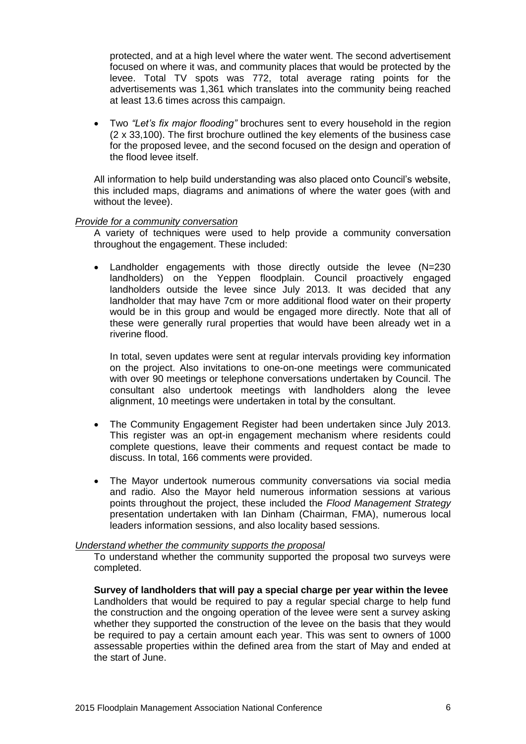protected, and at a high level where the water went. The second advertisement focused on where it was, and community places that would be protected by the levee. Total TV spots was 772, total average rating points for the advertisements was 1,361 which translates into the community being reached at least 13.6 times across this campaign.

- Two *"Let's fix major flooding"* brochures sent to every household in the region (2 x 33,100). The first brochure outlined the key elements of the business case for the proposed levee, and the second focused on the design and operation of the flood levee itself.

All information to help build understanding was also placed onto Council's website, this included maps, diagrams and animations of where the water goes (with and without the levee).

*Provide for a community conversation*

A variety of techniques were used to help provide a community conversation throughout the engagement. These included:

- Landholder engagements with those directly outside the levee (N=230 landholders) on the Yeppen floodplain. Council proactively engaged landholders outside the levee since July 2013. It was decided that any landholder that may have 7cm or more additional flood water on their property would be in this group and would be engaged more directly. Note that all of these were generally rural properties that would have been already wet in a riverine flood.

  In total, seven updates were sent at regular intervals providing key information on the project. Also invitations to one-on-one meetings were communicated with over 90 meetings or telephone conversations undertaken by Council. The consultant also undertook meetings with landholders along the levee alignment, 10 meetings were undertaken in total by the consultant.

- The Community Engagement Register had been undertaken since July 2013. This register was an opt-in engagement mechanism where residents could complete questions, leave their comments and request contact be made to discuss. In total, 166 comments were provided.

- The Mayor undertook numerous community conversations via social media and radio. Also the Mayor held numerous information sessions at various points throughout the project, these included the *Flood Management Strategy* presentation undertaken with Ian Dinham (Chairman, FMA), numerous local leaders information sessions, and also locality based sessions.

*Understand whether the community supports the proposal*

To understand whether the community supported the proposal two surveys were completed.

**Survey of landholders that will pay a special charge per year within the levee**

Landholders that would be required to pay a regular special charge to help fund the construction and the ongoing operation of the levee were sent a survey asking whether they supported the construction of the levee on the basis that they would be required to pay a certain amount each year. This was sent to owners of 1000 assessable properties within the defined area from the start of May and ended at the start of June.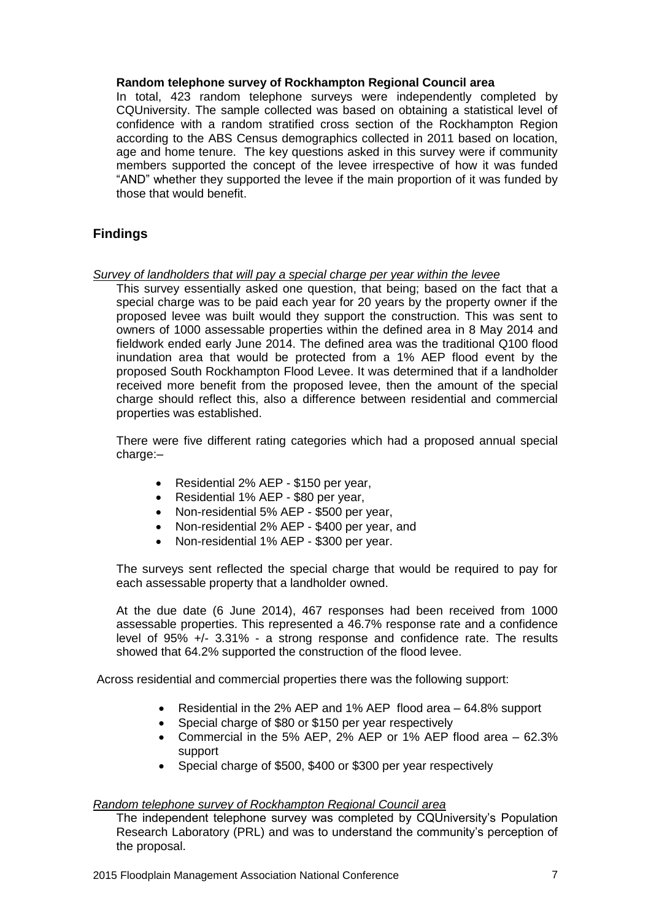**Random telephone survey of Rockhampton Regional Council area**

In total, 423 random telephone surveys were independently completed by CQUniversity. The sample collected was based on obtaining a statistical level of confidence with a random stratified cross section of the Rockhampton Region according to the ABS Census demographics collected in 2011 based on location, age and home tenure. The key questions asked in this survey were if community members supported the concept of the levee irrespective of how it was funded "AND" whether they supported the levee if the main proportion of it was funded by those that would benefit.

## Findings

*Survey of landholders that will pay a special charge per year within the levee*

This survey essentially asked one question, that being; based on the fact that a special charge was to be paid each year for 20 years by the property owner if the proposed levee was built would they support the construction. This was sent to owners of 1000 assessable properties within the defined area in 8 May 2014 and fieldwork ended early June 2014. The defined area was the traditional Q100 flood inundation area that would be protected from a 1% AEP flood event by the proposed South Rockhampton Flood Levee. It was determined that if a landholder received more benefit from the proposed levee, then the amount of the special charge should reflect this, also a difference between residential and commercial properties was established.

There were five different rating categories which had a proposed annual special charge:–

- Residential 2% AEP - $150 per year,
- Residential 1% AEP - $80 per year,
- Non-residential 5% AEP - $500 per year,
- Non-residential 2% AEP - $400 per year, and
- Non-residential 1% AEP - $300 per year.

The surveys sent reflected the special charge that would be required to pay for each assessable property that a landholder owned.

At the due date (6 June 2014), 467 responses had been received from 1000 assessable properties. This represented a 46.7% response rate and a confidence level of 95% +/- 3.31% - a strong response and confidence rate. The results showed that 64.2% supported the construction of the flood levee.

Across residential and commercial properties there was the following support:

- Residential in the 2% AEP and 1% AEP flood area – 64.8% support
- Special charge of $80 or $150 per year respectively
- Commercial in the 5% AEP, 2% AEP or 1% AEP flood area – 62.3% support
- Special charge of $500, $400 or $300 per year respectively

*Random telephone survey of Rockhampton Regional Council area*

The independent telephone survey was completed by CQUniversity's Population Research Laboratory (PRL) and was to understand the community's perception of the proposal.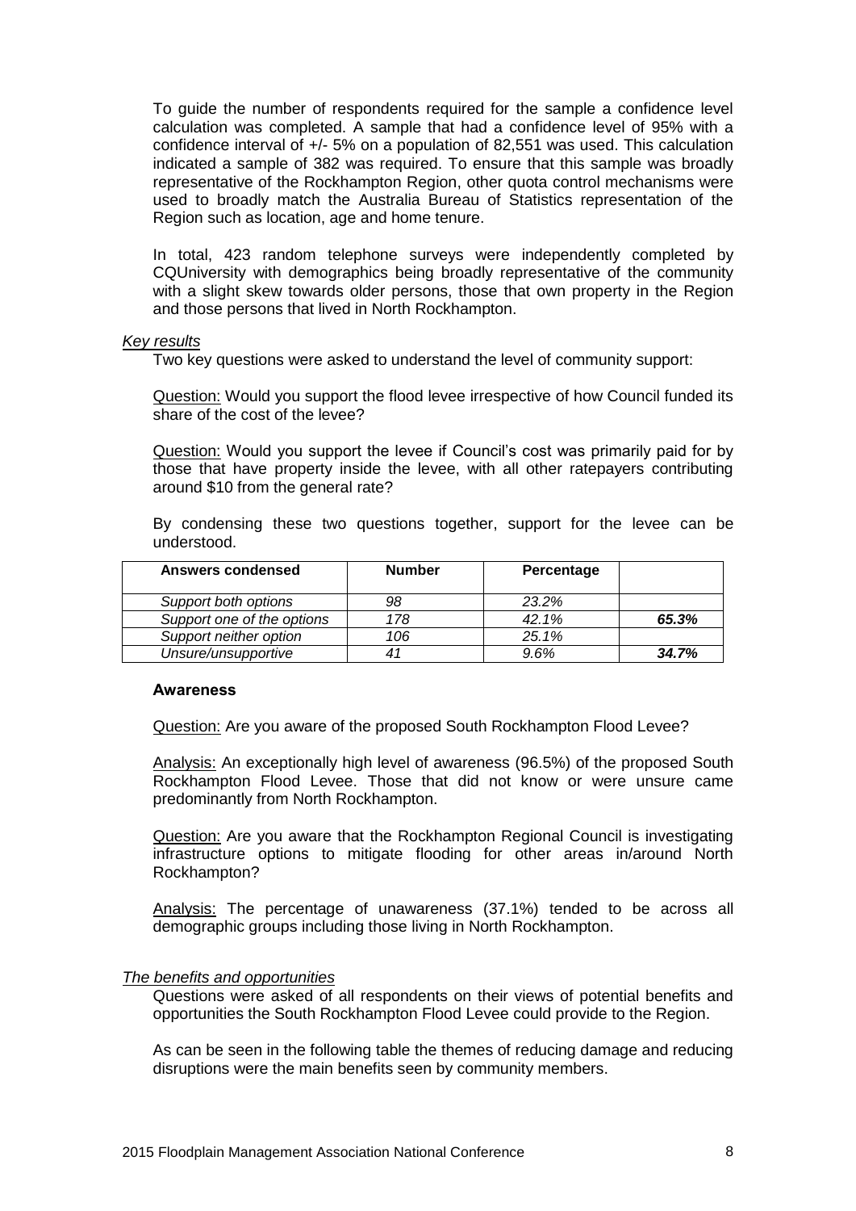To guide the number of respondents required for the sample a confidence level calculation was completed. A sample that had a confidence level of 95% with a confidence interval of +/- 5% on a population of 82,551 was used. This calculation indicated a sample of 382 was required. To ensure that this sample was broadly representative of the Rockhampton Region, other quota control mechanisms were used to broadly match the Australia Bureau of Statistics representation of the Region such as location, age and home tenure.

In total, 423 random telephone surveys were independently completed by CQUniversity with demographics being broadly representative of the community with a slight skew towards older persons, those that own property in the Region and those persons that lived in North Rockhampton.

*Key results*

Two key questions were asked to understand the level of community support:

Question: Would you support the flood levee irrespective of how Council funded its share of the cost of the levee?

Question: Would you support the levee if Council's cost was primarily paid for by those that have property inside the levee, with all other ratepayers contributing around $10 from the general rate?

By condensing these two questions together, support for the levee can be understood.

| **Answers condensed** | **Number** | **Percentage** | |
|---|---|---|---|
| *Support both options* | *98* | *23.2%* | |
| *Support one of the options* | *178* | *42.1%* | ***65.3%*** |
| *Support neither option* | *106* | *25.1%* | |
| *Unsure/unsupportive* | *41* | *9.6%* | ***34.7%*** |

**Awareness**

Question: Are you aware of the proposed South Rockhampton Flood Levee?

Analysis: An exceptionally high level of awareness (96.5%) of the proposed South Rockhampton Flood Levee. Those that did not know or were unsure came predominantly from North Rockhampton.

Question: Are you aware that the Rockhampton Regional Council is investigating infrastructure options to mitigate flooding for other areas in/around North Rockhampton?

Analysis: The percentage of unawareness (37.1%) tended to be across all demographic groups including those living in North Rockhampton.

*The benefits and opportunities*

Questions were asked of all respondents on their views of potential benefits and opportunities the South Rockhampton Flood Levee could provide to the Region.

As can be seen in the following table the themes of reducing damage and reducing disruptions were the main benefits seen by community members.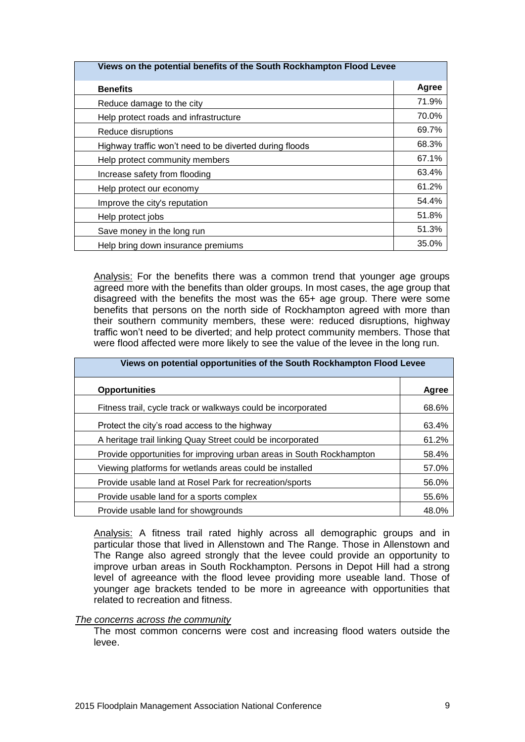| Views on the potential benefits of the South Rockhampton Flood Levee | |
|---|---|
| **Benefits** | **Agree** |
| Reduce damage to the city | 71.9% |
| Help protect roads and infrastructure | 70.0% |
| Reduce disruptions | 69.7% |
| Highway traffic won't need to be diverted during floods | 68.3% |
| Help protect community members | 67.1% |
| Increase safety from flooding | 63.4% |
| Help protect our economy | 61.2% |
| Improve the city's reputation | 54.4% |
| Help protect jobs | 51.8% |
| Save money in the long run | 51.3% |
| Help bring down insurance premiums | 35.0% |

Analysis: For the benefits there was a common trend that younger age groups agreed more with the benefits than older groups. In most cases, the age group that disagreed with the benefits the most was the 65+ age group. There were some benefits that persons on the north side of Rockhampton agreed with more than their southern community members, these were: reduced disruptions, highway traffic won't need to be diverted; and help protect community members. Those that were flood affected were more likely to see the value of the levee in the long run.

| Views on potential opportunities of the South Rockhampton Flood Levee | |
|---|---|
| **Opportunities** | **Agree** |
| Fitness trail, cycle track or walkways could be incorporated | 68.6% |
| Protect the city's road access to the highway | 63.4% |
| A heritage trail linking Quay Street could be incorporated | 61.2% |
| Provide opportunities for improving urban areas in South Rockhampton | 58.4% |
| Viewing platforms for wetlands areas could be installed | 57.0% |
| Provide usable land at Rosel Park for recreation/sports | 56.0% |
| Provide usable land for a sports complex | 55.6% |
| Provide usable land for showgrounds | 48.0% |

Analysis: A fitness trail rated highly across all demographic groups and in particular those that lived in Allenstown and The Range. Those in Allenstown and The Range also agreed strongly that the levee could provide an opportunity to improve urban areas in South Rockhampton. Persons in Depot Hill had a strong level of agreeance with the flood levee providing more useable land. Those of younger age brackets tended to be more in agreeance with opportunities that related to recreation and fitness.

*The concerns across the community*

The most common concerns were cost and increasing flood waters outside the levee.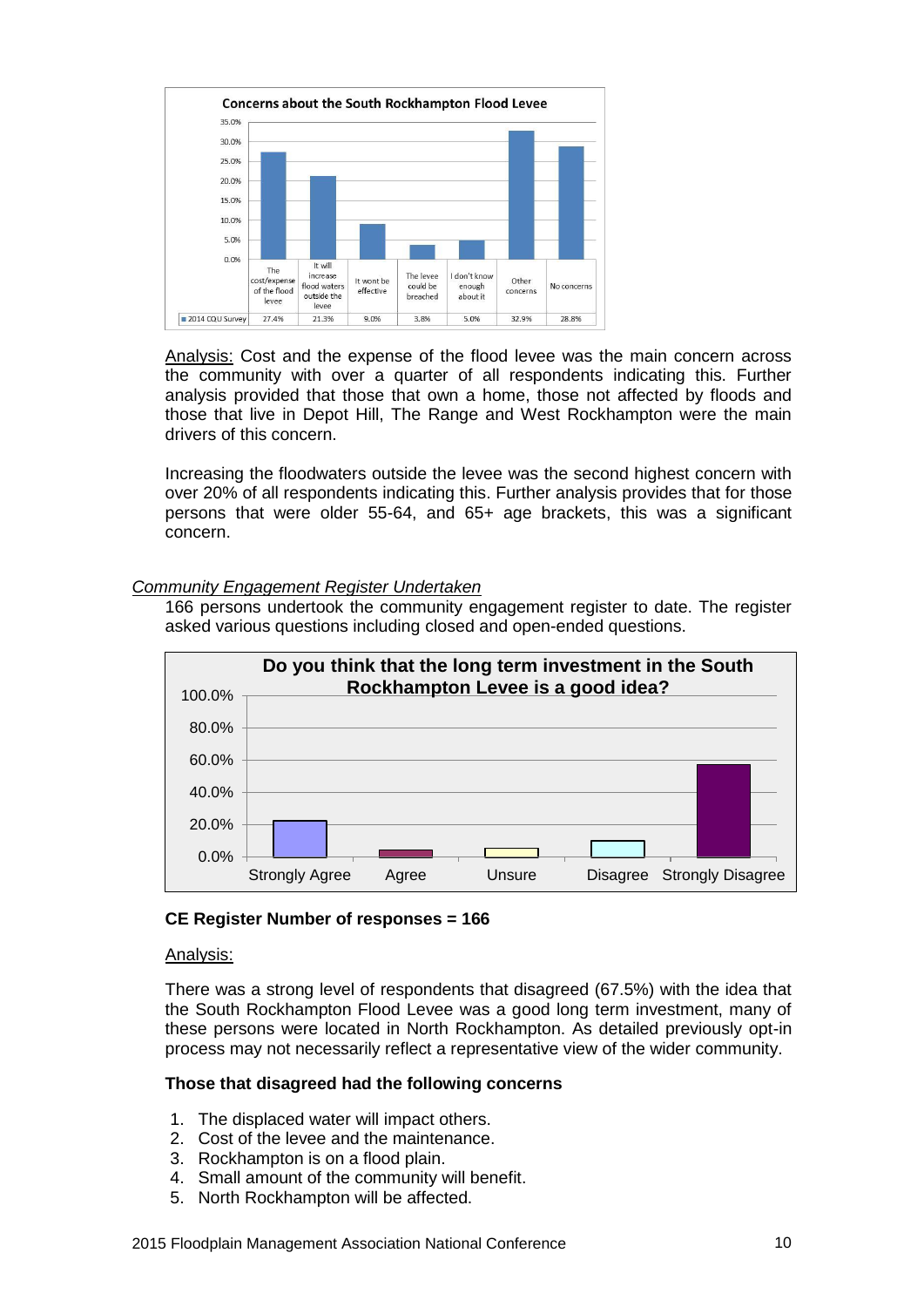**Concerns about the South Rockhampton Flood Levee**

| | The cost/expense of the flood levee | It will increase flood waters outside the levee | It wont be effective | The levee could be breached | I don't know enough about it | Other concerns | No concerns |
|---|---|---|---|---|---|---|---|
| 2014 CQU Survey | 27.4% | 21.3% | 9.0% | 3.8% | 5.0% | 32.9% | 28.8% |

Analysis: Cost and the expense of the flood levee was the main concern across the community with over a quarter of all respondents indicating this. Further analysis provided that those that own a home, those not affected by floods and those that live in Depot Hill, The Range and West Rockhampton were the main drivers of this concern.

Increasing the floodwaters outside the levee was the second highest concern with over 20% of all respondents indicating this. Further analysis provides that for those persons that were older 55-64, and 65+ age brackets, this was a significant concern.

*Community Engagement Register Undertaken*

166 persons undertook the community engagement register to date. The register asked various questions including closed and open-ended questions.

**Do you think that the long term investment in the South Rockhampton Levee is a good idea?**

(Bar chart: Strongly Agree, Agree, Unsure, Disagree, Strongly Disagree; y-axis 0.0%–100.0%)

**CE Register Number of responses = 166**

Analysis:

There was a strong level of respondents that disagreed (67.5%) with the idea that the South Rockhampton Flood Levee was a good long term investment, many of these persons were located in North Rockhampton. As detailed previously opt-in process may not necessarily reflect a representative view of the wider community.

**Those that disagreed had the following concerns**

1. The displaced water will impact others.
2. Cost of the levee and the maintenance.
3. Rockhampton is on a flood plain.
4. Small amount of the community will benefit.
5. North Rockhampton will be affected.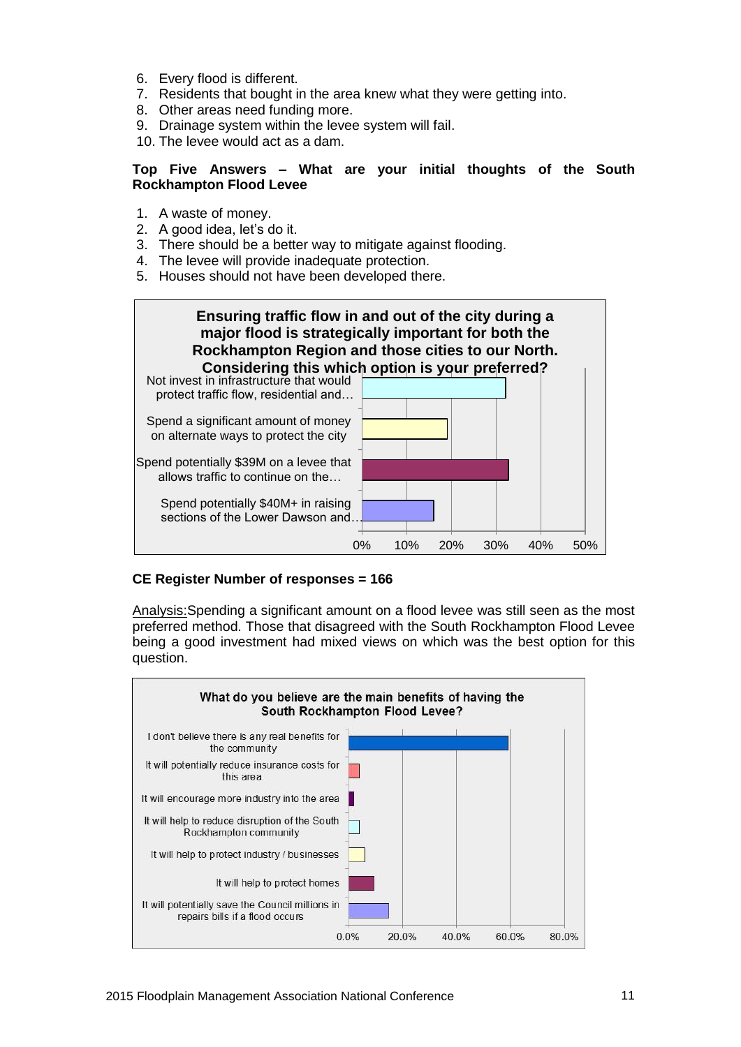6. Every flood is different.
7. Residents that bought in the area knew what they were getting into.
8. Other areas need funding more.
9. Drainage system within the levee system will fail.
10. The levee would act as a dam.

**Top Five Answers – What are your initial thoughts of the South Rockhampton Flood Levee**

1. A waste of money.
2. A good idea, let's do it.
3. There should be a better way to mitigate against flooding.
4. The levee will provide inadequate protection.
5. Houses should not have been developed there.

**Ensuring traffic flow in and out of the city during a major flood is strategically important for both the Rockhampton Region and those cities to our North. Considering this which option is your preferred?**

| Option | Approx. share |
|---|---|
| Not invest in infrastructure that would protect traffic flow, residential and… | ~32% |
| Spend a significant amount of money on alternate ways to protect the city | ~19% |
| Spend potentially $39M on a levee that allows traffic to continue on the… | ~33% |
| Spend potentially $40M+ in raising sections of the Lower Dawson and… | ~16% |

**CE Register Number of responses = 166**

Analysis: Spending a significant amount on a flood levee was still seen as the most preferred method. Those that disagreed with the South Rockhampton Flood Levee being a good investment had mixed views on which was the best option for this question.

**What do you believe are the main benefits of having the South Rockhampton Flood Levee?**

| Benefit | Approx. share |
|---|---|
| I don't believe there is any real benefits for the community | ~59% |
| It will potentially reduce insurance costs for this area | ~4% |
| It will encourage more industry into the area | ~2% |
| It will help to reduce disruption of the South Rockhampton community | ~4% |
| It will help to protect industry / businesses | ~6% |
| It will help to protect homes | ~9% |
| It will potentially save the Council millions in repairs bills if a flood occurs | ~15% |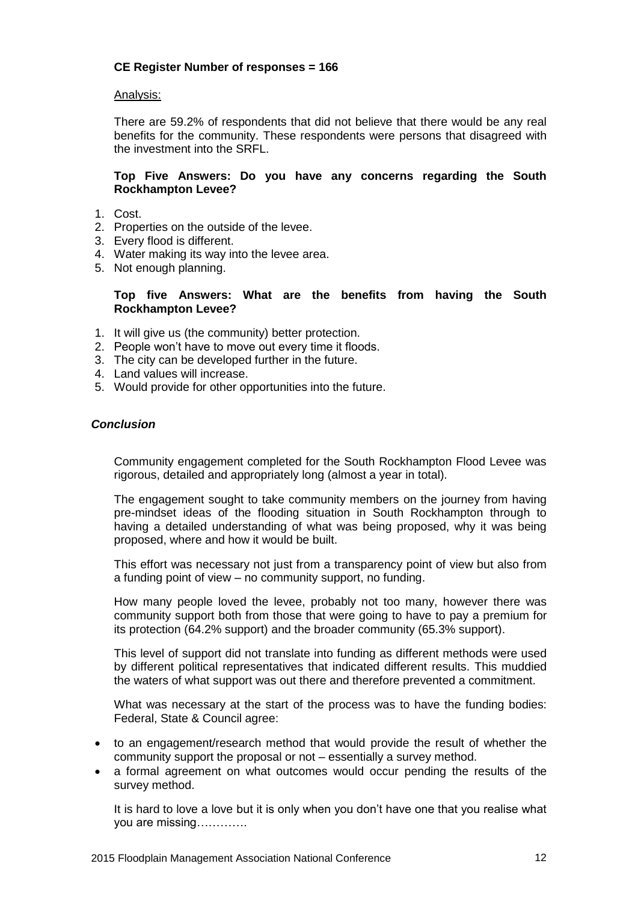**CE Register Number of responses = 166**

Analysis:

There are 59.2% of respondents that did not believe that there would be any real benefits for the community. These respondents were persons that disagreed with the investment into the SRFL.

**Top Five Answers: Do you have any concerns regarding the South Rockhampton Levee?**

1. Cost.
2. Properties on the outside of the levee.
3. Every flood is different.
4. Water making its way into the levee area.
5. Not enough planning.

**Top five Answers: What are the benefits from having the South Rockhampton Levee?**

1. It will give us (the community) better protection.
2. People won't have to move out every time it floods.
3. The city can be developed further in the future.
4. Land values will increase.
5. Would provide for other opportunities into the future.

### *Conclusion*

Community engagement completed for the South Rockhampton Flood Levee was rigorous, detailed and appropriately long (almost a year in total).

The engagement sought to take community members on the journey from having pre-mindset ideas of the flooding situation in South Rockhampton through to having a detailed understanding of what was being proposed, why it was being proposed, where and how it would be built.

This effort was necessary not just from a transparency point of view but also from a funding point of view – no community support, no funding.

How many people loved the levee, probably not too many, however there was community support both from those that were going to have to pay a premium for its protection (64.2% support) and the broader community (65.3% support).

This level of support did not translate into funding as different methods were used by different political representatives that indicated different results. This muddied the waters of what support was out there and therefore prevented a commitment.

What was necessary at the start of the process was to have the funding bodies: Federal, State & Council agree:

- to an engagement/research method that would provide the result of whether the community support the proposal or not – essentially a survey method.
- a formal agreement on what outcomes would occur pending the results of the survey method.

It is hard to love a love but it is only when you don't have one that you realise what you are missing………….